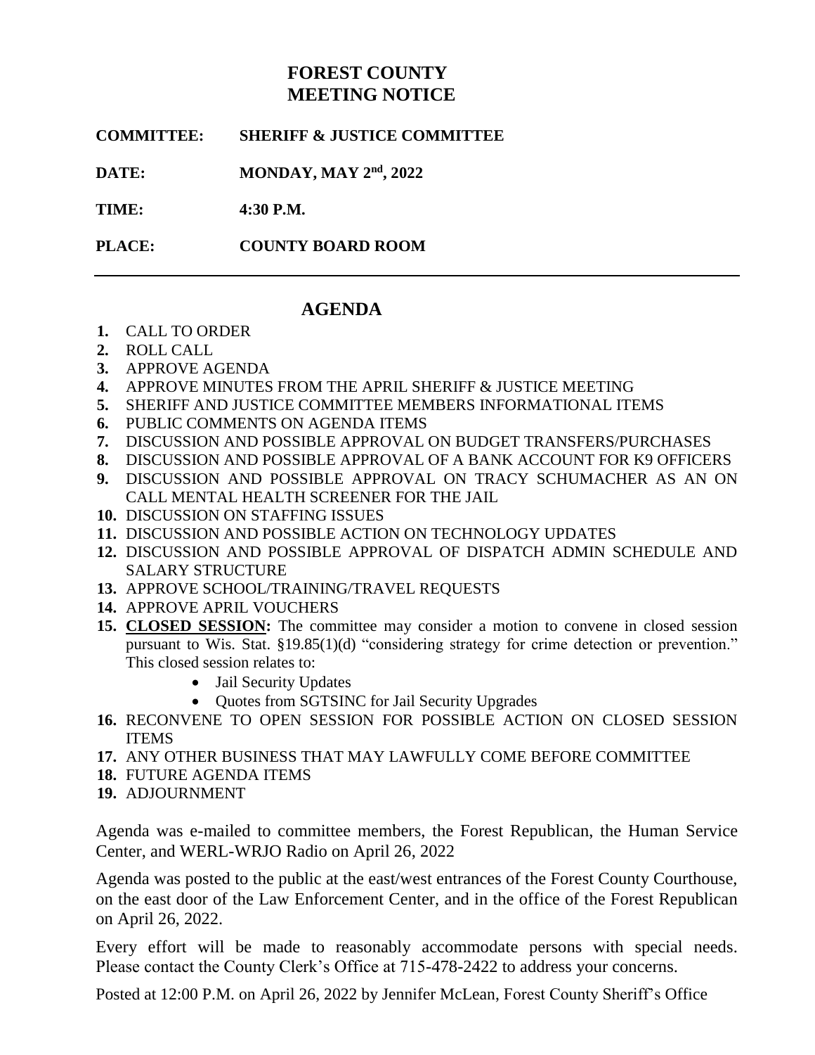# FOREST COUNTY
# MEETING NOTICE

**COMMITTEE:** **SHERIFF & JUSTICE COMMITTEE**

**DATE:** **MONDAY, MAY 2nd, 2022**

**TIME:** **4:30 P.M.**

**PLACE:** **COUNTY BOARD ROOM**

---

## AGENDA

1. CALL TO ORDER
2. ROLL CALL
3. APPROVE AGENDA
4. APPROVE MINUTES FROM THE APRIL SHERIFF & JUSTICE MEETING
5. SHERIFF AND JUSTICE COMMITTEE MEMBERS INFORMATIONAL ITEMS
6. PUBLIC COMMENTS ON AGENDA ITEMS
7. DISCUSSION AND POSSIBLE APPROVAL ON BUDGET TRANSFERS/PURCHASES
8. DISCUSSION AND POSSIBLE APPROVAL OF A BANK ACCOUNT FOR K9 OFFICERS
9. DISCUSSION AND POSSIBLE APPROVAL ON TRACY SCHUMACHER AS AN ON CALL MENTAL HEALTH SCREENER FOR THE JAIL
10. DISCUSSION ON STAFFING ISSUES
11. DISCUSSION AND POSSIBLE ACTION ON TECHNOLOGY UPDATES
12. DISCUSSION AND POSSIBLE APPROVAL OF DISPATCH ADMIN SCHEDULE AND SALARY STRUCTURE
13. APPROVE SCHOOL/TRAINING/TRAVEL REQUESTS
14. APPROVE APRIL VOUCHERS
15. **CLOSED SESSION:** The committee may consider a motion to convene in closed session pursuant to Wis. Stat. §19.85(1)(d) "considering strategy for crime detection or prevention." This closed session relates to:
    - Jail Security Updates
    - Quotes from SGTSINC for Jail Security Upgrades
16. RECONVENE TO OPEN SESSION FOR POSSIBLE ACTION ON CLOSED SESSION ITEMS
17. ANY OTHER BUSINESS THAT MAY LAWFULLY COME BEFORE COMMITTEE
18. FUTURE AGENDA ITEMS
19. ADJOURNMENT

Agenda was e-mailed to committee members, the Forest Republican, the Human Service Center, and WERL-WRJO Radio on April 26, 2022

Agenda was posted to the public at the east/west entrances of the Forest County Courthouse, on the east door of the Law Enforcement Center, and in the office of the Forest Republican on April 26, 2022.

Every effort will be made to reasonably accommodate persons with special needs. Please contact the County Clerk's Office at 715-478-2422 to address your concerns.

Posted at 12:00 P.M. on April 26, 2022 by Jennifer McLean, Forest County Sheriff's Office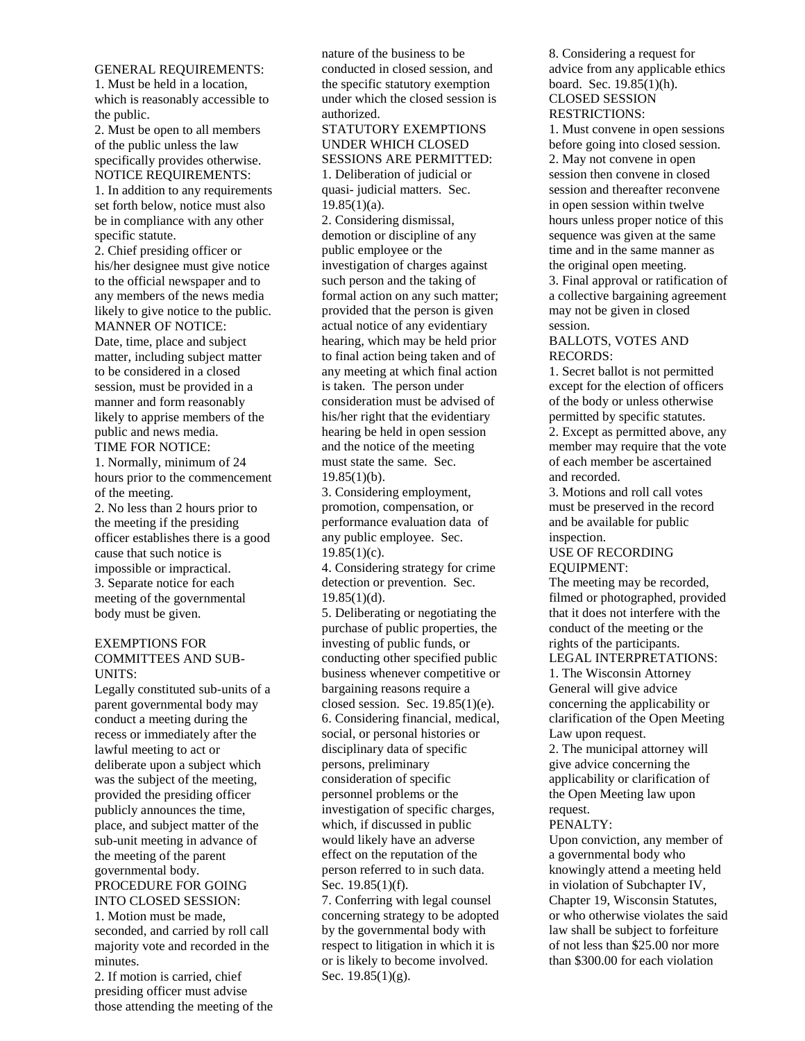## GENERAL REQUIREMENTS:

1. Must be held in a location, which is reasonably accessible to the public.
2. Must be open to all members of the public unless the law specifically provides otherwise.

## NOTICE REQUIREMENTS:

1. In addition to any requirements set forth below, notice must also be in compliance with any other specific statute.
2. Chief presiding officer or his/her designee must give notice to the official newspaper and to any members of the news media likely to give notice to the public.

## MANNER OF NOTICE:

Date, time, place and subject matter, including subject matter to be considered in a closed session, must be provided in a manner and form reasonably likely to apprise members of the public and news media.

## TIME FOR NOTICE:

1. Normally, minimum of 24 hours prior to the commencement of the meeting.
2. No less than 2 hours prior to the meeting if the presiding officer establishes there is a good cause that such notice is impossible or impractical.
3. Separate notice for each meeting of the governmental body must be given.

## EXEMPTIONS FOR COMMITTEES AND SUB-UNITS:

Legally constituted sub-units of a parent governmental body may conduct a meeting during the recess or immediately after the lawful meeting to act or deliberate upon a subject which was the subject of the meeting, provided the presiding officer publicly announces the time, place, and subject matter of the sub-unit meeting in advance of the meeting of the parent governmental body.

## PROCEDURE FOR GOING INTO CLOSED SESSION:

1. Motion must be made, seconded, and carried by roll call majority vote and recorded in the minutes.
2. If motion is carried, chief presiding officer must advise those attending the meeting of the nature of the business to be conducted in closed session, and the specific statutory exemption under which the closed session is authorized.

## STATUTORY EXEMPTIONS UNDER WHICH CLOSED SESSIONS ARE PERMITTED:

1. Deliberation of judicial or quasi- judicial matters. Sec. 19.85(1)(a).
2. Considering dismissal, demotion or discipline of any public employee or the investigation of charges against such person and the taking of formal action on any such matter; provided that the person is given actual notice of any evidentiary hearing, which may be held prior to final action being taken and of any meeting at which final action is taken. The person under consideration must be advised of his/her right that the evidentiary hearing be held in open session and the notice of the meeting must state the same. Sec. 19.85(1)(b).
3. Considering employment, promotion, compensation, or performance evaluation data of any public employee. Sec. 19.85(1)(c).
4. Considering strategy for crime detection or prevention. Sec. 19.85(1)(d).
5. Deliberating or negotiating the purchase of public properties, the investing of public funds, or conducting other specified public business whenever competitive or bargaining reasons require a closed session. Sec. 19.85(1)(e).
6. Considering financial, medical, social, or personal histories or disciplinary data of specific persons, preliminary consideration of specific personnel problems or the investigation of specific charges, which, if discussed in public would likely have an adverse effect on the reputation of the person referred to in such data. Sec. 19.85(1)(f).
7. Conferring with legal counsel concerning strategy to be adopted by the governmental body with respect to litigation in which it is or is likely to become involved. Sec. 19.85(1)(g).
8. Considering a request for advice from any applicable ethics board. Sec. 19.85(1)(h).

## CLOSED SESSION RESTRICTIONS:

1. Must convene in open sessions before going into closed session.
2. May not convene in open session then convene in closed session and thereafter reconvene in open session within twelve hours unless proper notice of this sequence was given at the same time and in the same manner as the original open meeting.
3. Final approval or ratification of a collective bargaining agreement may not be given in closed session.

## BALLOTS, VOTES AND RECORDS:

1. Secret ballot is not permitted except for the election of officers of the body or unless otherwise permitted by specific statutes.
2. Except as permitted above, any member may require that the vote of each member be ascertained and recorded.
3. Motions and roll call votes must be preserved in the record and be available for public inspection.

## USE OF RECORDING EQUIPMENT:

The meeting may be recorded, filmed or photographed, provided that it does not interfere with the conduct of the meeting or the rights of the participants.

## LEGAL INTERPRETATIONS:

1. The Wisconsin Attorney General will give advice concerning the applicability or clarification of the Open Meeting Law upon request.
2. The municipal attorney will give advice concerning the applicability or clarification of the Open Meeting law upon request.

## PENALTY:

Upon conviction, any member of a governmental body who knowingly attend a meeting held in violation of Subchapter IV, Chapter 19, Wisconsin Statutes, or who otherwise violates the said law shall be subject to forfeiture of not less than \$25.00 nor more than \$300.00 for each violation